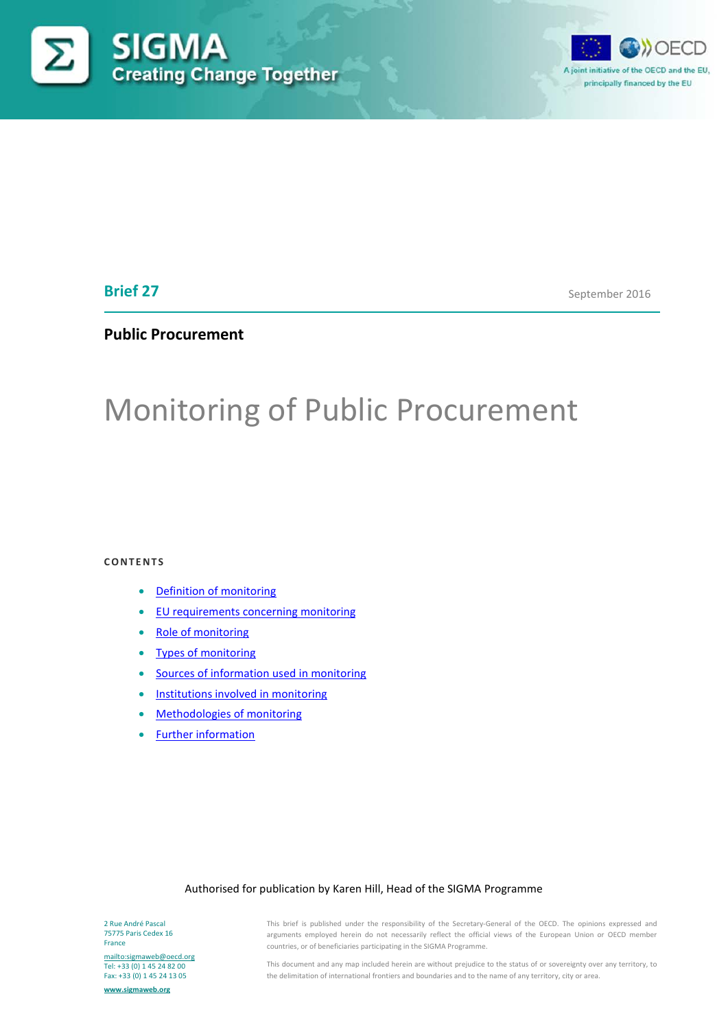SIGMA
Creating Change Together

A joint initiative of the OECD and the EU, principally financed by the EU

**Brief 27**

September 2016

**Public Procurement**

# Monitoring of Public Procurement

**CONTENTS**

- Definition of monitoring
- EU requirements concerning monitoring
- Role of monitoring
- Types of monitoring
- Sources of information used in monitoring
- Institutions involved in monitoring
- Methodologies of monitoring
- Further information

Authorised for publication by Karen Hill, Head of the SIGMA Programme

2 Rue André Pascal
75775 Paris Cedex 16
France

mailto:sigmaweb@oecd.org
Tel: +33 (0) 1 45 24 82 00
Fax: +33 (0) 1 45 24 13 05

www.sigmaweb.org

This brief is published under the responsibility of the Secretary-General of the OECD. The opinions expressed and arguments employed herein do not necessarily reflect the official views of the European Union or OECD member countries, or of beneficiaries participating in the SIGMA Programme.

This document and any map included herein are without prejudice to the status of or sovereignty over any territory, to the delimitation of international frontiers and boundaries and to the name of any territory, city or area.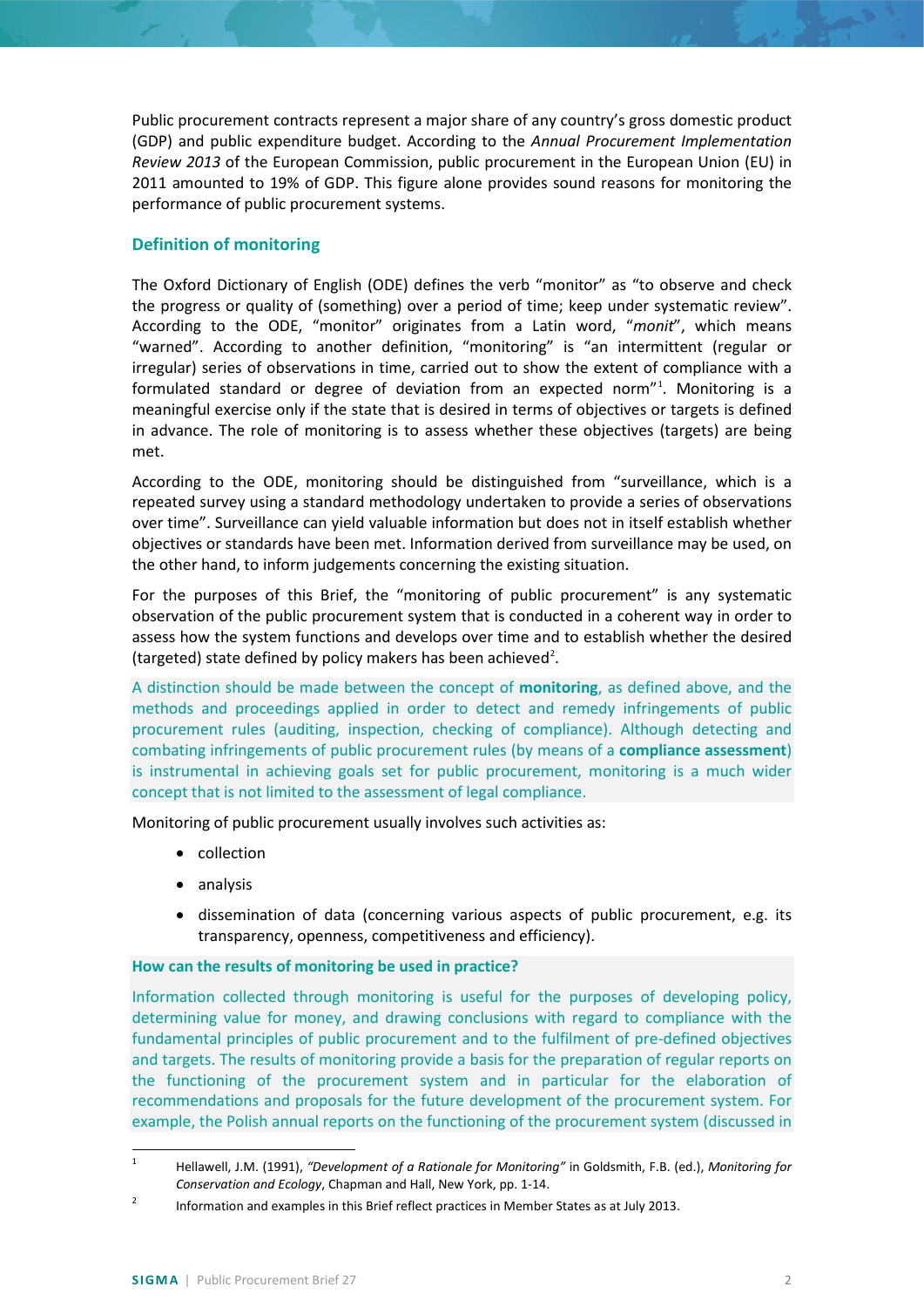Public procurement contracts represent a major share of any country's gross domestic product (GDP) and public expenditure budget. According to the *Annual Procurement Implementation Review 2013* of the European Commission, public procurement in the European Union (EU) in 2011 amounted to 19% of GDP. This figure alone provides sound reasons for monitoring the performance of public procurement systems.

## Definition of monitoring

The Oxford Dictionary of English (ODE) defines the verb "monitor" as "to observe and check the progress or quality of (something) over a period of time; keep under systematic review". According to the ODE, "monitor" originates from a Latin word, "*monit*", which means "warned". According to another definition, "monitoring" is "an intermittent (regular or irregular) series of observations in time, carried out to show the extent of compliance with a formulated standard or degree of deviation from an expected norm"[1]. Monitoring is a meaningful exercise only if the state that is desired in terms of objectives or targets is defined in advance. The role of monitoring is to assess whether these objectives (targets) are being met.

According to the ODE, monitoring should be distinguished from "surveillance, which is a repeated survey using a standard methodology undertaken to provide a series of observations over time". Surveillance can yield valuable information but does not in itself establish whether objectives or standards have been met. Information derived from surveillance may be used, on the other hand, to inform judgements concerning the existing situation.

For the purposes of this Brief, the "monitoring of public procurement" is any systematic observation of the public procurement system that is conducted in a coherent way in order to assess how the system functions and develops over time and to establish whether the desired (targeted) state defined by policy makers has been achieved[2].

A distinction should be made between the concept of **monitoring**, as defined above, and the methods and proceedings applied in order to detect and remedy infringements of public procurement rules (auditing, inspection, checking of compliance). Although detecting and combating infringements of public procurement rules (by means of a **compliance assessment**) is instrumental in achieving goals set for public procurement, monitoring is a much wider concept that is not limited to the assessment of legal compliance.

Monitoring of public procurement usually involves such activities as:

- collection
- analysis
- dissemination of data (concerning various aspects of public procurement, e.g. its transparency, openness, competitiveness and efficiency).

### How can the results of monitoring be used in practice?

Information collected through monitoring is useful for the purposes of developing policy, determining value for money, and drawing conclusions with regard to compliance with the fundamental principles of public procurement and to the fulfilment of pre-defined objectives and targets. The results of monitoring provide a basis for the preparation of regular reports on the functioning of the procurement system and in particular for the elaboration of recommendations and proposals for the future development of the procurement system. For example, the Polish annual reports on the functioning of the procurement system (discussed in

---

[1] Hellawell, J.M. (1991), *"Development of a Rationale for Monitoring"* in Goldsmith, F.B. (ed.), *Monitoring for Conservation and Ecology*, Chapman and Hall, New York, pp. 1-14.

[2] Information and examples in this Brief reflect practices in Member States as at July 2013.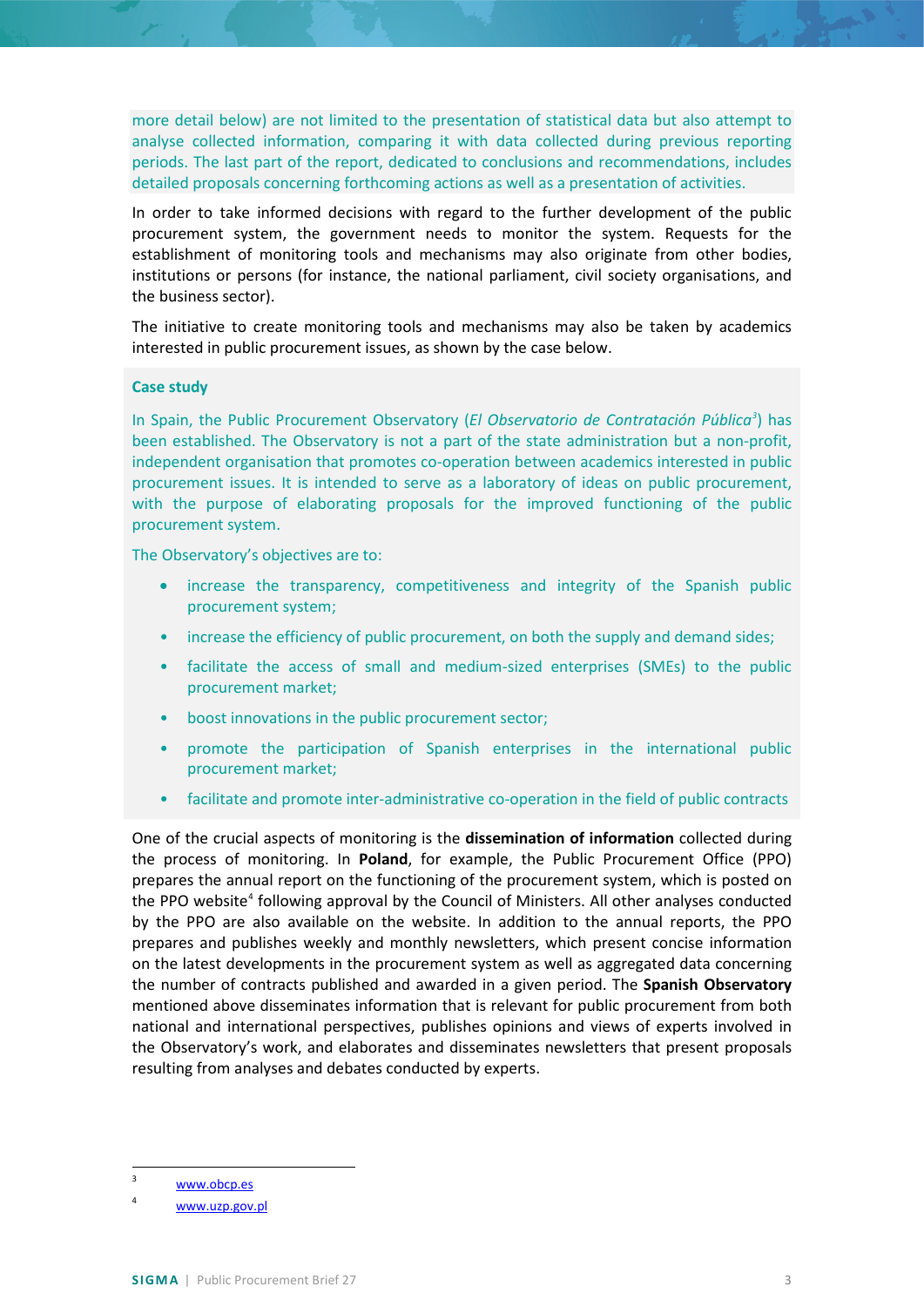more detail below) are not limited to the presentation of statistical data but also attempt to analyse collected information, comparing it with data collected during previous reporting periods. The last part of the report, dedicated to conclusions and recommendations, includes detailed proposals concerning forthcoming actions as well as a presentation of activities.

In order to take informed decisions with regard to the further development of the public procurement system, the government needs to monitor the system. Requests for the establishment of monitoring tools and mechanisms may also originate from other bodies, institutions or persons (for instance, the national parliament, civil society organisations, and the business sector).

The initiative to create monitoring tools and mechanisms may also be taken by academics interested in public procurement issues, as shown by the case below.

**Case study**

In Spain, the Public Procurement Observatory (*El Observatorio de Contratación Pública*[3]) has been established. The Observatory is not a part of the state administration but a non-profit, independent organisation that promotes co-operation between academics interested in public procurement issues. It is intended to serve as a laboratory of ideas on public procurement, with the purpose of elaborating proposals for the improved functioning of the public procurement system.

The Observatory's objectives are to:

- increase the transparency, competitiveness and integrity of the Spanish public procurement system;
- increase the efficiency of public procurement, on both the supply and demand sides;
- facilitate the access of small and medium-sized enterprises (SMEs) to the public procurement market;
- boost innovations in the public procurement sector;
- promote the participation of Spanish enterprises in the international public procurement market;
- facilitate and promote inter-administrative co-operation in the field of public contracts

One of the crucial aspects of monitoring is the **dissemination of information** collected during the process of monitoring. In **Poland**, for example, the Public Procurement Office (PPO) prepares the annual report on the functioning of the procurement system, which is posted on the PPO website[4] following approval by the Council of Ministers. All other analyses conducted by the PPO are also available on the website. In addition to the annual reports, the PPO prepares and publishes weekly and monthly newsletters, which present concise information on the latest developments in the procurement system as well as aggregated data concerning the number of contracts published and awarded in a given period. The **Spanish Observatory** mentioned above disseminates information that is relevant for public procurement from both national and international perspectives, publishes opinions and views of experts involved in the Observatory's work, and elaborates and disseminates newsletters that present proposals resulting from analyses and debates conducted by experts.

[3] www.obcp.es

[4] www.uzp.gov.pl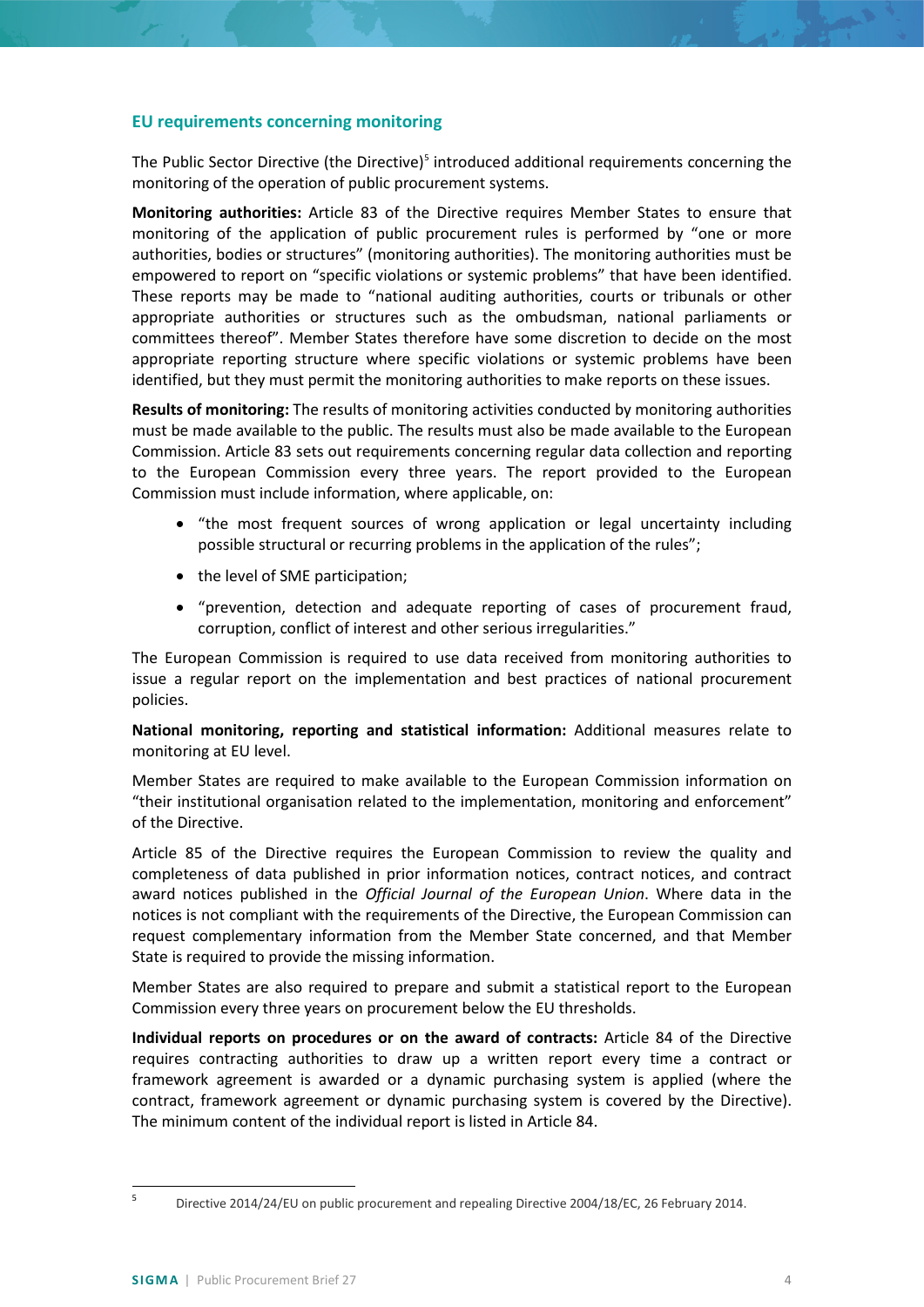## EU requirements concerning monitoring

The Public Sector Directive (the Directive)[5] introduced additional requirements concerning the monitoring of the operation of public procurement systems.

**Monitoring authorities:** Article 83 of the Directive requires Member States to ensure that monitoring of the application of public procurement rules is performed by "one or more authorities, bodies or structures" (monitoring authorities). The monitoring authorities must be empowered to report on "specific violations or systemic problems" that have been identified. These reports may be made to "national auditing authorities, courts or tribunals or other appropriate authorities or structures such as the ombudsman, national parliaments or committees thereof". Member States therefore have some discretion to decide on the most appropriate reporting structure where specific violations or systemic problems have been identified, but they must permit the monitoring authorities to make reports on these issues.

**Results of monitoring:** The results of monitoring activities conducted by monitoring authorities must be made available to the public. The results must also be made available to the European Commission. Article 83 sets out requirements concerning regular data collection and reporting to the European Commission every three years. The report provided to the European Commission must include information, where applicable, on:

- "the most frequent sources of wrong application or legal uncertainty including possible structural or recurring problems in the application of the rules";
- the level of SME participation;
- "prevention, detection and adequate reporting of cases of procurement fraud, corruption, conflict of interest and other serious irregularities."

The European Commission is required to use data received from monitoring authorities to issue a regular report on the implementation and best practices of national procurement policies.

**National monitoring, reporting and statistical information:** Additional measures relate to monitoring at EU level.

Member States are required to make available to the European Commission information on "their institutional organisation related to the implementation, monitoring and enforcement" of the Directive.

Article 85 of the Directive requires the European Commission to review the quality and completeness of data published in prior information notices, contract notices, and contract award notices published in the *Official Journal of the European Union*. Where data in the notices is not compliant with the requirements of the Directive, the European Commission can request complementary information from the Member State concerned, and that Member State is required to provide the missing information.

Member States are also required to prepare and submit a statistical report to the European Commission every three years on procurement below the EU thresholds.

**Individual reports on procedures or on the award of contracts:** Article 84 of the Directive requires contracting authorities to draw up a written report every time a contract or framework agreement is awarded or a dynamic purchasing system is applied (where the contract, framework agreement or dynamic purchasing system is covered by the Directive). The minimum content of the individual report is listed in Article 84.

---

[5] Directive 2014/24/EU on public procurement and repealing Directive 2004/18/EC, 26 February 2014.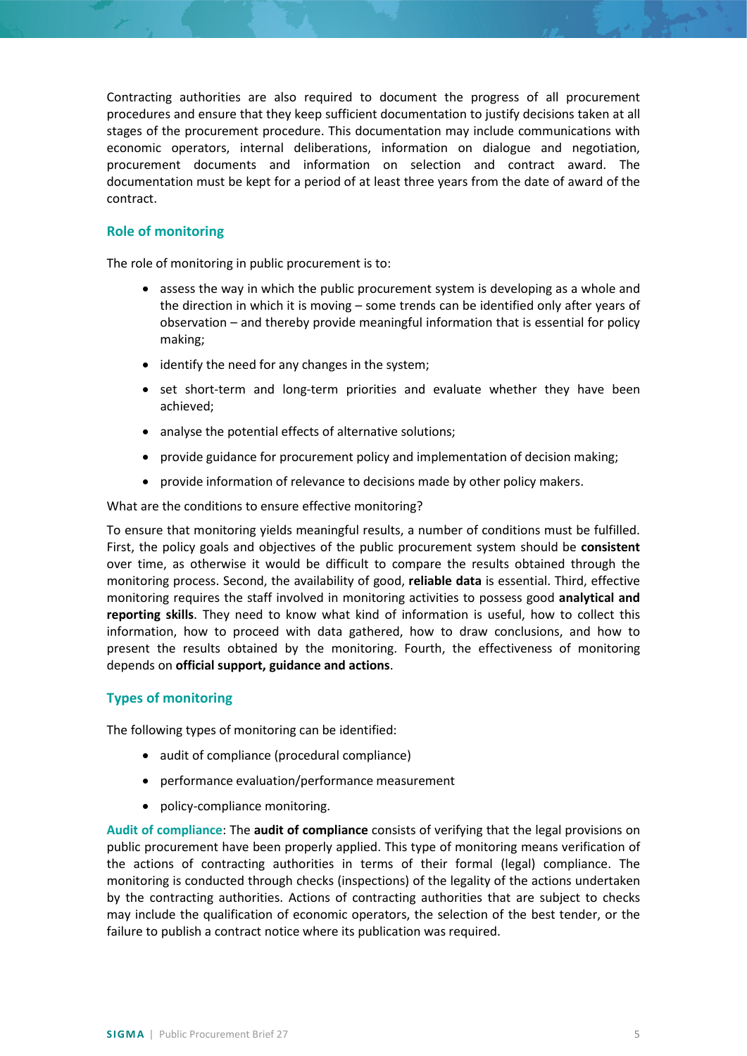Contracting authorities are also required to document the progress of all procurement procedures and ensure that they keep sufficient documentation to justify decisions taken at all stages of the procurement procedure. This documentation may include communications with economic operators, internal deliberations, information on dialogue and negotiation, procurement documents and information on selection and contract award. The documentation must be kept for a period of at least three years from the date of award of the contract.

## Role of monitoring

The role of monitoring in public procurement is to:

- assess the way in which the public procurement system is developing as a whole and the direction in which it is moving – some trends can be identified only after years of observation – and thereby provide meaningful information that is essential for policy making;
- identify the need for any changes in the system;
- set short-term and long-term priorities and evaluate whether they have been achieved;
- analyse the potential effects of alternative solutions;
- provide guidance for procurement policy and implementation of decision making;
- provide information of relevance to decisions made by other policy makers.

What are the conditions to ensure effective monitoring?

To ensure that monitoring yields meaningful results, a number of conditions must be fulfilled. First, the policy goals and objectives of the public procurement system should be **consistent** over time, as otherwise it would be difficult to compare the results obtained through the monitoring process. Second, the availability of good, **reliable data** is essential. Third, effective monitoring requires the staff involved in monitoring activities to possess good **analytical and reporting skills**. They need to know what kind of information is useful, how to collect this information, how to proceed with data gathered, how to draw conclusions, and how to present the results obtained by the monitoring. Fourth, the effectiveness of monitoring depends on **official support, guidance and actions**.

## Types of monitoring

The following types of monitoring can be identified:

- audit of compliance (procedural compliance)
- performance evaluation/performance measurement
- policy-compliance monitoring.

Audit of compliance: The **audit of compliance** consists of verifying that the legal provisions on public procurement have been properly applied. This type of monitoring means verification of the actions of contracting authorities in terms of their formal (legal) compliance. The monitoring is conducted through checks (inspections) of the legality of the actions undertaken by the contracting authorities. Actions of contracting authorities that are subject to checks may include the qualification of economic operators, the selection of the best tender, or the failure to publish a contract notice where its publication was required.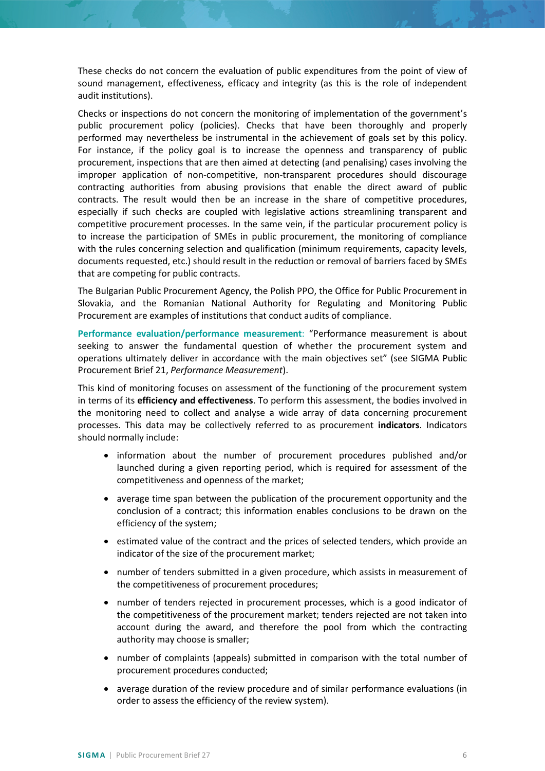These checks do not concern the evaluation of public expenditures from the point of view of sound management, effectiveness, efficacy and integrity (as this is the role of independent audit institutions).

Checks or inspections do not concern the monitoring of implementation of the government's public procurement policy (policies). Checks that have been thoroughly and properly performed may nevertheless be instrumental in the achievement of goals set by this policy. For instance, if the policy goal is to increase the openness and transparency of public procurement, inspections that are then aimed at detecting (and penalising) cases involving the improper application of non-competitive, non-transparent procedures should discourage contracting authorities from abusing provisions that enable the direct award of public contracts. The result would then be an increase in the share of competitive procedures, especially if such checks are coupled with legislative actions streamlining transparent and competitive procurement processes. In the same vein, if the particular procurement policy is to increase the participation of SMEs in public procurement, the monitoring of compliance with the rules concerning selection and qualification (minimum requirements, capacity levels, documents requested, etc.) should result in the reduction or removal of barriers faced by SMEs that are competing for public contracts.

The Bulgarian Public Procurement Agency, the Polish PPO, the Office for Public Procurement in Slovakia, and the Romanian National Authority for Regulating and Monitoring Public Procurement are examples of institutions that conduct audits of compliance.

**Performance evaluation/performance measurement**: "Performance measurement is about seeking to answer the fundamental question of whether the procurement system and operations ultimately deliver in accordance with the main objectives set" (see SIGMA Public Procurement Brief 21, *Performance Measurement*).

This kind of monitoring focuses on assessment of the functioning of the procurement system in terms of its **efficiency and effectiveness**. To perform this assessment, the bodies involved in the monitoring need to collect and analyse a wide array of data concerning procurement processes. This data may be collectively referred to as procurement **indicators**. Indicators should normally include:

- information about the number of procurement procedures published and/or launched during a given reporting period, which is required for assessment of the competitiveness and openness of the market;
- average time span between the publication of the procurement opportunity and the conclusion of a contract; this information enables conclusions to be drawn on the efficiency of the system;
- estimated value of the contract and the prices of selected tenders, which provide an indicator of the size of the procurement market;
- number of tenders submitted in a given procedure, which assists in measurement of the competitiveness of procurement procedures;
- number of tenders rejected in procurement processes, which is a good indicator of the competitiveness of the procurement market; tenders rejected are not taken into account during the award, and therefore the pool from which the contracting authority may choose is smaller;
- number of complaints (appeals) submitted in comparison with the total number of procurement procedures conducted;
- average duration of the review procedure and of similar performance evaluations (in order to assess the efficiency of the review system).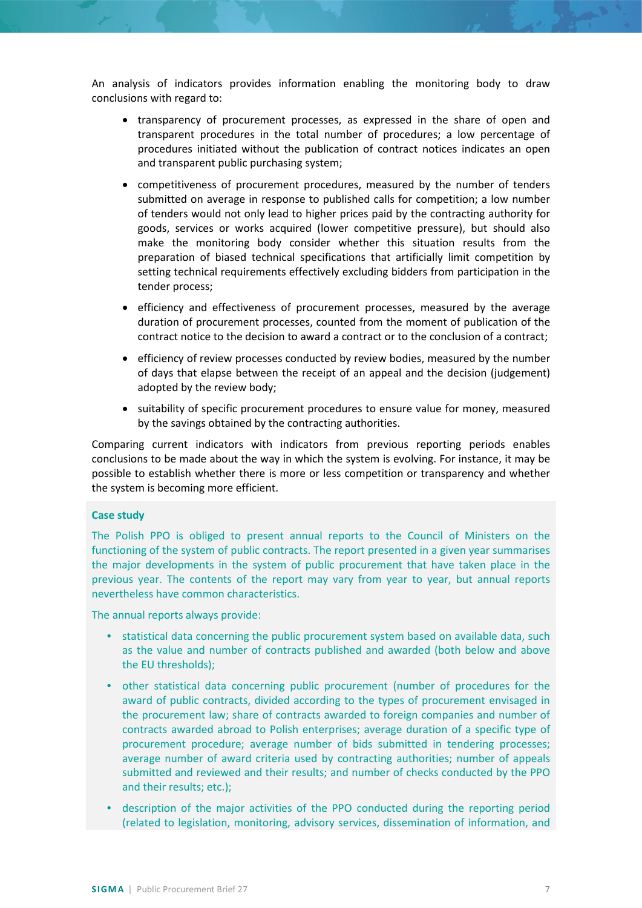An analysis of indicators provides information enabling the monitoring body to draw conclusions with regard to:

- transparency of procurement processes, as expressed in the share of open and transparent procedures in the total number of procedures; a low percentage of procedures initiated without the publication of contract notices indicates an open and transparent public purchasing system;
- competitiveness of procurement procedures, measured by the number of tenders submitted on average in response to published calls for competition; a low number of tenders would not only lead to higher prices paid by the contracting authority for goods, services or works acquired (lower competitive pressure), but should also make the monitoring body consider whether this situation results from the preparation of biased technical specifications that artificially limit competition by setting technical requirements effectively excluding bidders from participation in the tender process;
- efficiency and effectiveness of procurement processes, measured by the average duration of procurement processes, counted from the moment of publication of the contract notice to the decision to award a contract or to the conclusion of a contract;
- efficiency of review processes conducted by review bodies, measured by the number of days that elapse between the receipt of an appeal and the decision (judgement) adopted by the review body;
- suitability of specific procurement procedures to ensure value for money, measured by the savings obtained by the contracting authorities.

Comparing current indicators with indicators from previous reporting periods enables conclusions to be made about the way in which the system is evolving. For instance, it may be possible to establish whether there is more or less competition or transparency and whether the system is becoming more efficient.

**Case study**

The Polish PPO is obliged to present annual reports to the Council of Ministers on the functioning of the system of public contracts. The report presented in a given year summarises the major developments in the system of public procurement that have taken place in the previous year. The contents of the report may vary from year to year, but annual reports nevertheless have common characteristics.

The annual reports always provide:

- statistical data concerning the public procurement system based on available data, such as the value and number of contracts published and awarded (both below and above the EU thresholds);
- other statistical data concerning public procurement (number of procedures for the award of public contracts, divided according to the types of procurement envisaged in the procurement law; share of contracts awarded to foreign companies and number of contracts awarded abroad to Polish enterprises; average duration of a specific type of procurement procedure; average number of bids submitted in tendering processes; average number of award criteria used by contracting authorities; number of appeals submitted and reviewed and their results; and number of checks conducted by the PPO and their results; etc.);
- description of the major activities of the PPO conducted during the reporting period (related to legislation, monitoring, advisory services, dissemination of information, and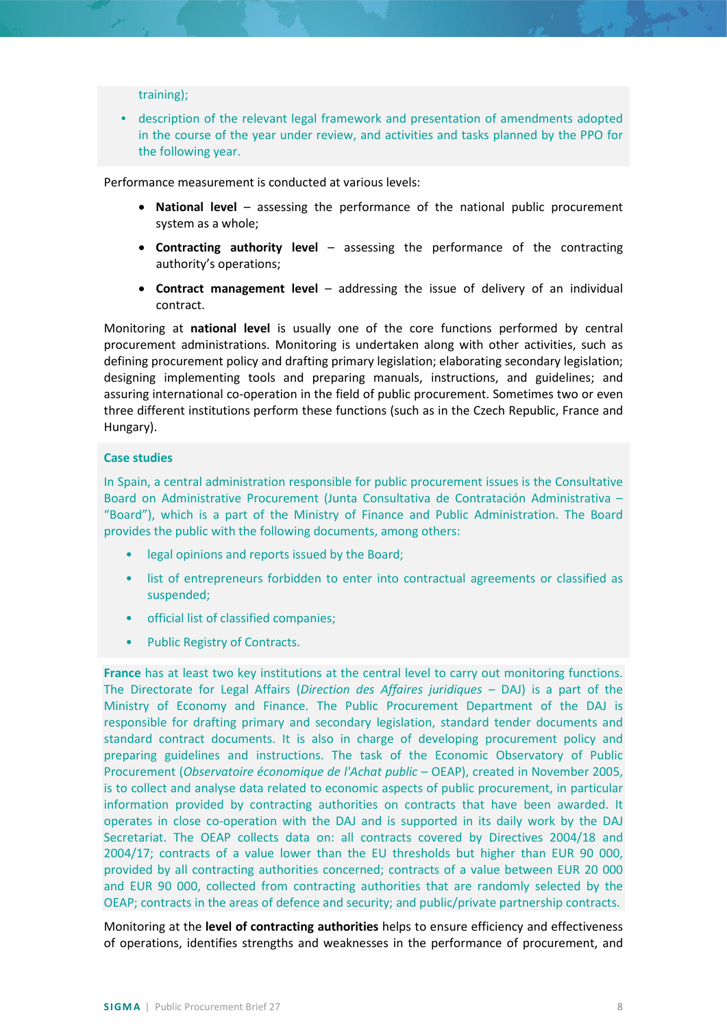training);

- description of the relevant legal framework and presentation of amendments adopted in the course of the year under review, and activities and tasks planned by the PPO for the following year.

Performance measurement is conducted at various levels:

- **National level** – assessing the performance of the national public procurement system as a whole;
- **Contracting authority level** – assessing the performance of the contracting authority's operations;
- **Contract management level** – addressing the issue of delivery of an individual contract.

Monitoring at **national level** is usually one of the core functions performed by central procurement administrations. Monitoring is undertaken along with other activities, such as defining procurement policy and drafting primary legislation; elaborating secondary legislation; designing implementing tools and preparing manuals, instructions, and guidelines; and assuring international co-operation in the field of public procurement. Sometimes two or even three different institutions perform these functions (such as in the Czech Republic, France and Hungary).

**Case studies**

In Spain, a central administration responsible for public procurement issues is the Consultative Board on Administrative Procurement (Junta Consultativa de Contratación Administrativa – "Board"), which is a part of the Ministry of Finance and Public Administration. The Board provides the public with the following documents, among others:

- legal opinions and reports issued by the Board;
- list of entrepreneurs forbidden to enter into contractual agreements or classified as suspended;
- official list of classified companies;
- Public Registry of Contracts.

**France** has at least two key institutions at the central level to carry out monitoring functions. The Directorate for Legal Affairs (*Direction des Affaires juridiques* – DAJ) is a part of the Ministry of Economy and Finance. The Public Procurement Department of the DAJ is responsible for drafting primary and secondary legislation, standard tender documents and standard contract documents. It is also in charge of developing procurement policy and preparing guidelines and instructions. The task of the Economic Observatory of Public Procurement (*Observatoire économique de l'Achat public* – OEAP), created in November 2005, is to collect and analyse data related to economic aspects of public procurement, in particular information provided by contracting authorities on contracts that have been awarded. It operates in close co-operation with the DAJ and is supported in its daily work by the DAJ Secretariat. The OEAP collects data on: all contracts covered by Directives 2004/18 and 2004/17; contracts of a value lower than the EU thresholds but higher than EUR 90 000, provided by all contracting authorities concerned; contracts of a value between EUR 20 000 and EUR 90 000, collected from contracting authorities that are randomly selected by the OEAP; contracts in the areas of defence and security; and public/private partnership contracts.

Monitoring at the **level of contracting authorities** helps to ensure efficiency and effectiveness of operations, identifies strengths and weaknesses in the performance of procurement, and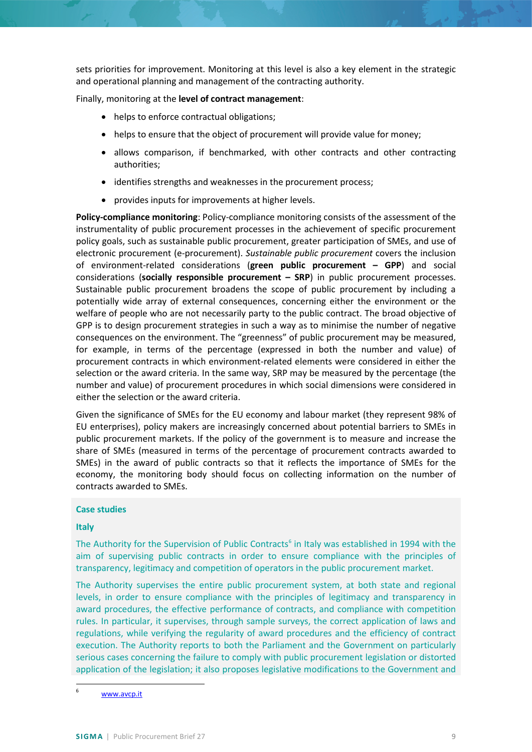sets priorities for improvement. Monitoring at this level is also a key element in the strategic and operational planning and management of the contracting authority.

Finally, monitoring at the **level of contract management**:

- helps to enforce contractual obligations;
- helps to ensure that the object of procurement will provide value for money;
- allows comparison, if benchmarked, with other contracts and other contracting authorities;
- identifies strengths and weaknesses in the procurement process;
- provides inputs for improvements at higher levels.

**Policy-compliance monitoring**: Policy-compliance monitoring consists of the assessment of the instrumentality of public procurement processes in the achievement of specific procurement policy goals, such as sustainable public procurement, greater participation of SMEs, and use of electronic procurement (e-procurement). *Sustainable public procurement* covers the inclusion of environment-related considerations (**green public procurement – GPP**) and social considerations (**socially responsible procurement – SRP**) in public procurement processes. Sustainable public procurement broadens the scope of public procurement by including a potentially wide array of external consequences, concerning either the environment or the welfare of people who are not necessarily party to the public contract. The broad objective of GPP is to design procurement strategies in such a way as to minimise the number of negative consequences on the environment. The "greenness" of public procurement may be measured, for example, in terms of the percentage (expressed in both the number and value) of procurement contracts in which environment-related elements were considered in either the selection or the award criteria. In the same way, SRP may be measured by the percentage (the number and value) of procurement procedures in which social dimensions were considered in either the selection or the award criteria.

Given the significance of SMEs for the EU economy and labour market (they represent 98% of EU enterprises), policy makers are increasingly concerned about potential barriers to SMEs in public procurement markets. If the policy of the government is to measure and increase the share of SMEs (measured in terms of the percentage of procurement contracts awarded to SMEs) in the award of public contracts so that it reflects the importance of SMEs for the economy, the monitoring body should focus on collecting information on the number of contracts awarded to SMEs.

### Case studies

#### Italy

The Authority for the Supervision of Public Contracts[6] in Italy was established in 1994 with the aim of supervising public contracts in order to ensure compliance with the principles of transparency, legitimacy and competition of operators in the public procurement market.

The Authority supervises the entire public procurement system, at both state and regional levels, in order to ensure compliance with the principles of legitimacy and transparency in award procedures, the effective performance of contracts, and compliance with competition rules. In particular, it supervises, through sample surveys, the correct application of laws and regulations, while verifying the regularity of award procedures and the efficiency of contract execution. The Authority reports to both the Parliament and the Government on particularly serious cases concerning the failure to comply with public procurement legislation or distorted application of the legislation; it also proposes legislative modifications to the Government and

---

[6] www.avcp.it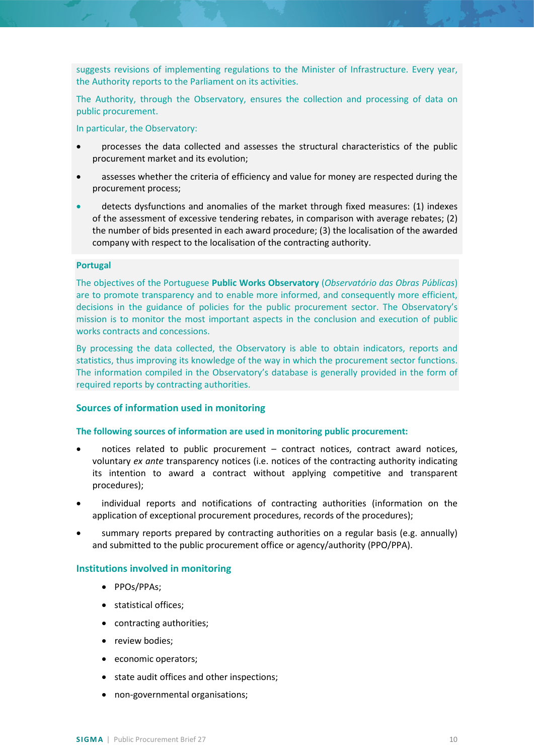suggests revisions of implementing regulations to the Minister of Infrastructure. Every year, the Authority reports to the Parliament on its activities.

The Authority, through the Observatory, ensures the collection and processing of data on public procurement.

In particular, the Observatory:

- processes the data collected and assesses the structural characteristics of the public procurement market and its evolution;
- assesses whether the criteria of efficiency and value for money are respected during the procurement process;
- detects dysfunctions and anomalies of the market through fixed measures: (1) indexes of the assessment of excessive tendering rebates, in comparison with average rebates; (2) the number of bids presented in each award procedure; (3) the localisation of the awarded company with respect to the localisation of the contracting authority.

**Portugal**

The objectives of the Portuguese **Public Works Observatory** (*Observatório das Obras Públicas*) are to promote transparency and to enable more informed, and consequently more efficient, decisions in the guidance of policies for the public procurement sector. The Observatory's mission is to monitor the most important aspects in the conclusion and execution of public works contracts and concessions.

By processing the data collected, the Observatory is able to obtain indicators, reports and statistics, thus improving its knowledge of the way in which the procurement sector functions. The information compiled in the Observatory's database is generally provided in the form of required reports by contracting authorities.

## Sources of information used in monitoring

**The following sources of information are used in monitoring public procurement:**

- notices related to public procurement – contract notices, contract award notices, voluntary *ex ante* transparency notices (i.e. notices of the contracting authority indicating its intention to award a contract without applying competitive and transparent procedures);
- individual reports and notifications of contracting authorities (information on the application of exceptional procurement procedures, records of the procedures);
- summary reports prepared by contracting authorities on a regular basis (e.g. annually) and submitted to the public procurement office or agency/authority (PPO/PPA).

## Institutions involved in monitoring

- PPOs/PPAs;
- statistical offices;
- contracting authorities;
- review bodies;
- economic operators;
- state audit offices and other inspections;
- non-governmental organisations;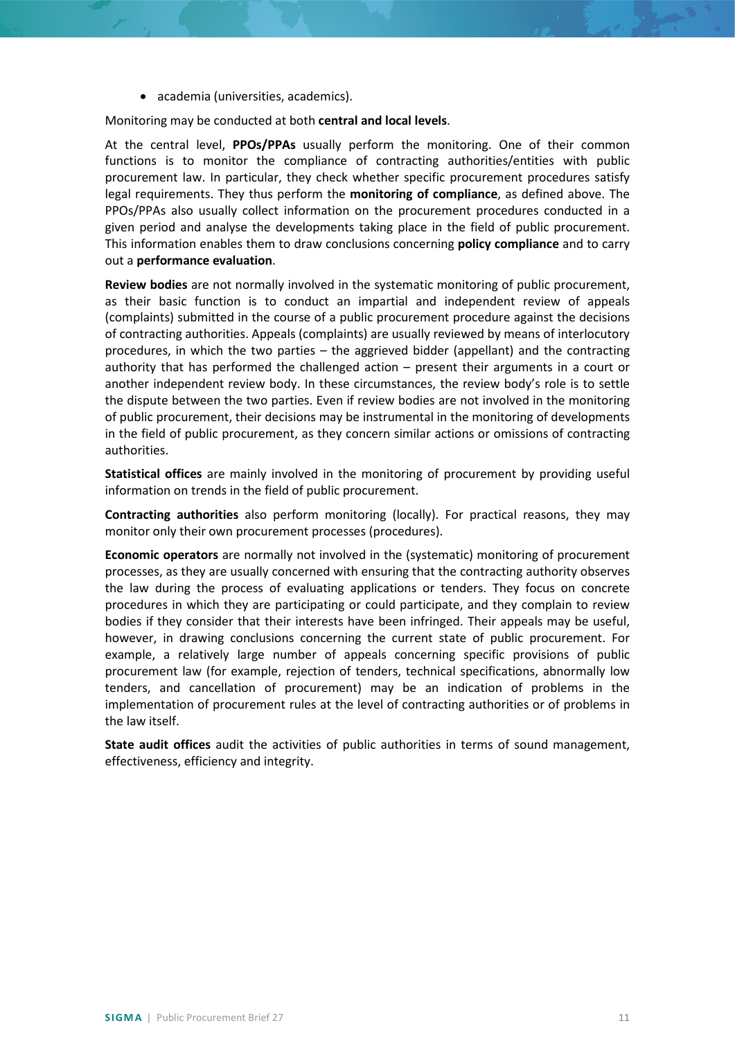- academia (universities, academics).

Monitoring may be conducted at both **central and local levels**.

At the central level, **PPOs/PPAs** usually perform the monitoring. One of their common functions is to monitor the compliance of contracting authorities/entities with public procurement law. In particular, they check whether specific procurement procedures satisfy legal requirements. They thus perform the **monitoring of compliance**, as defined above. The PPOs/PPAs also usually collect information on the procurement procedures conducted in a given period and analyse the developments taking place in the field of public procurement. This information enables them to draw conclusions concerning **policy compliance** and to carry out a **performance evaluation**.

**Review bodies** are not normally involved in the systematic monitoring of public procurement, as their basic function is to conduct an impartial and independent review of appeals (complaints) submitted in the course of a public procurement procedure against the decisions of contracting authorities. Appeals (complaints) are usually reviewed by means of interlocutory procedures, in which the two parties – the aggrieved bidder (appellant) and the contracting authority that has performed the challenged action – present their arguments in a court or another independent review body. In these circumstances, the review body's role is to settle the dispute between the two parties. Even if review bodies are not involved in the monitoring of public procurement, their decisions may be instrumental in the monitoring of developments in the field of public procurement, as they concern similar actions or omissions of contracting authorities.

**Statistical offices** are mainly involved in the monitoring of procurement by providing useful information on trends in the field of public procurement.

**Contracting authorities** also perform monitoring (locally). For practical reasons, they may monitor only their own procurement processes (procedures).

**Economic operators** are normally not involved in the (systematic) monitoring of procurement processes, as they are usually concerned with ensuring that the contracting authority observes the law during the process of evaluating applications or tenders. They focus on concrete procedures in which they are participating or could participate, and they complain to review bodies if they consider that their interests have been infringed. Their appeals may be useful, however, in drawing conclusions concerning the current state of public procurement. For example, a relatively large number of appeals concerning specific provisions of public procurement law (for example, rejection of tenders, technical specifications, abnormally low tenders, and cancellation of procurement) may be an indication of problems in the implementation of procurement rules at the level of contracting authorities or of problems in the law itself.

**State audit offices** audit the activities of public authorities in terms of sound management, effectiveness, efficiency and integrity.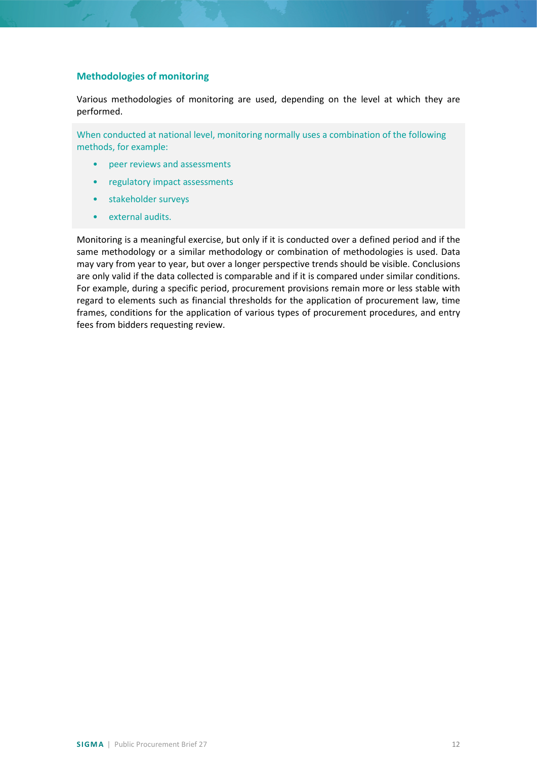### Methodologies of monitoring

Various methodologies of monitoring are used, depending on the level at which they are performed.

When conducted at national level, monitoring normally uses a combination of the following methods, for example:

- peer reviews and assessments
- regulatory impact assessments
- stakeholder surveys
- external audits.

Monitoring is a meaningful exercise, but only if it is conducted over a defined period and if the same methodology or a similar methodology or combination of methodologies is used. Data may vary from year to year, but over a longer perspective trends should be visible. Conclusions are only valid if the data collected is comparable and if it is compared under similar conditions. For example, during a specific period, procurement provisions remain more or less stable with regard to elements such as financial thresholds for the application of procurement law, time frames, conditions for the application of various types of procurement procedures, and entry fees from bidders requesting review.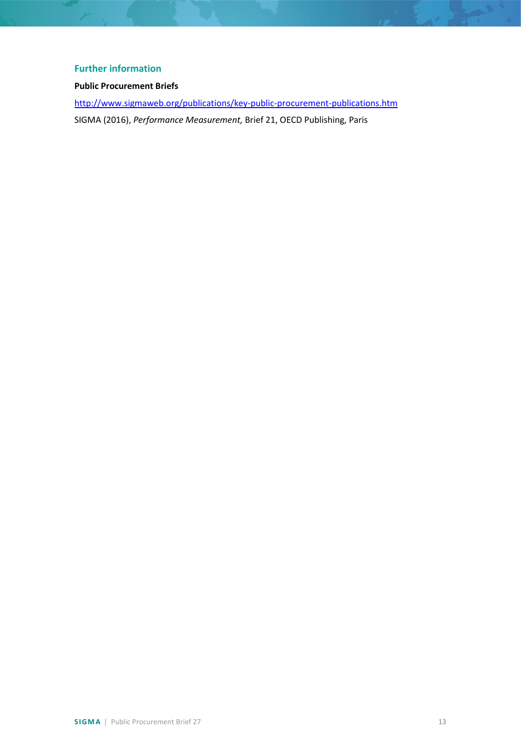## Further information

**Public Procurement Briefs**

http://www.sigmaweb.org/publications/key-public-procurement-publications.htm

SIGMA (2016), *Performance Measurement,* Brief 21, OECD Publishing, Paris